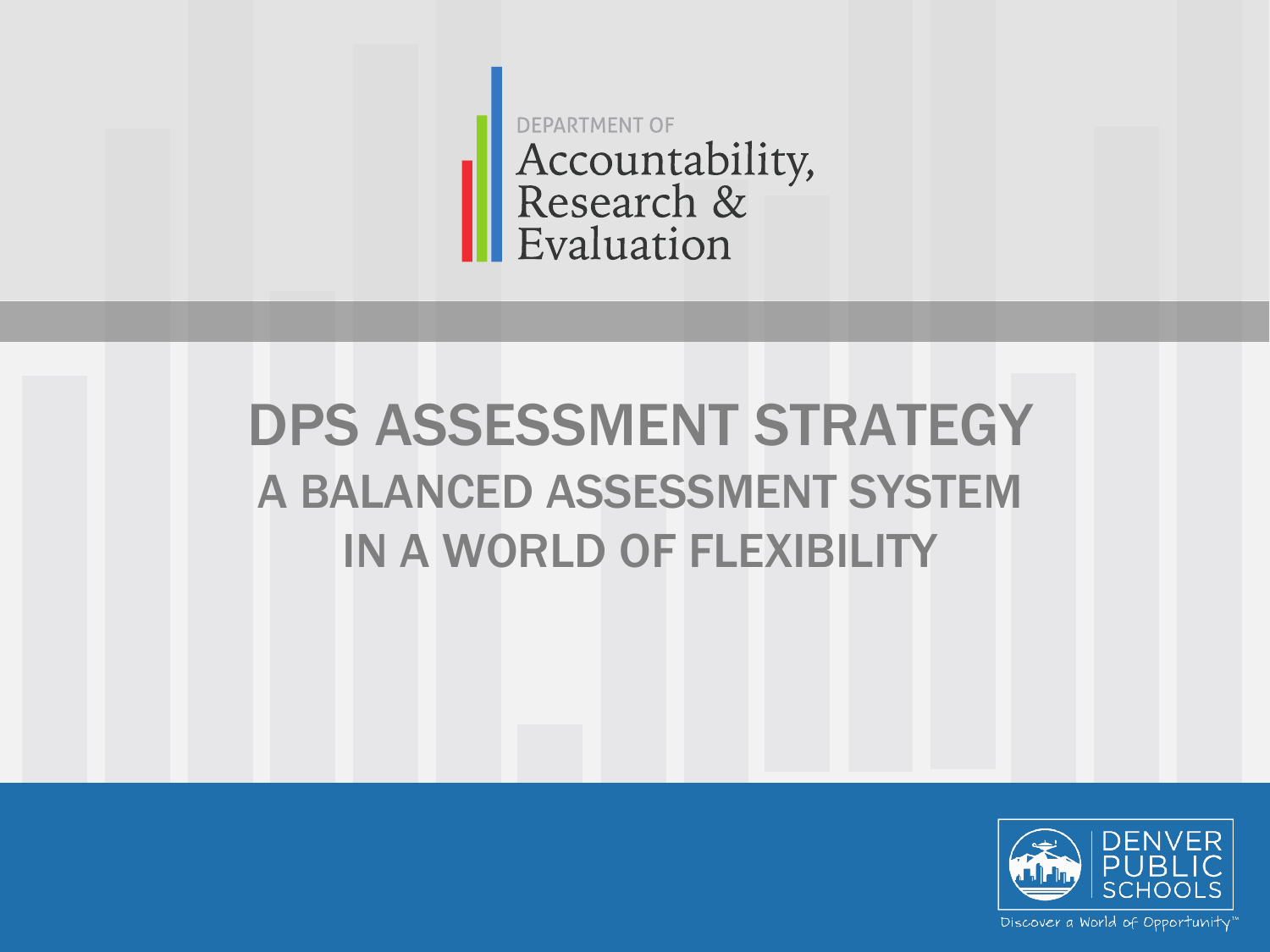DEPARTMENT OF
Accountability, Research & Evaluation

# DPS ASSESSMENT STRATEGY

## A BALANCED ASSESSMENT SYSTEM IN A WORLD OF FLEXIBILITY

DENVER PUBLIC SCHOOLS

Discover a World of Opportunity™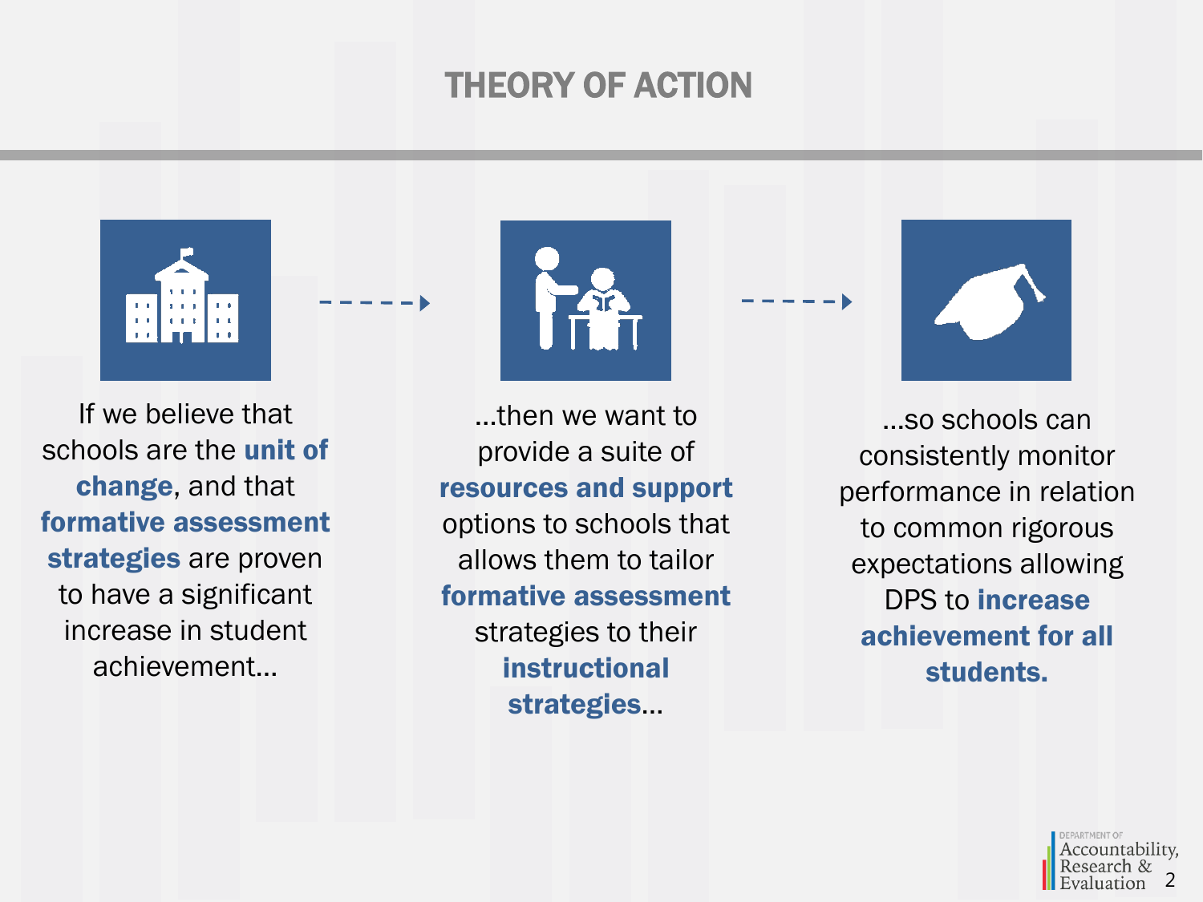# THEORY OF ACTION

If we believe that schools are the **unit of change**, and that **formative assessment strategies** are proven to have a significant increase in student achievement…

…then we want to provide a suite of **resources and support** options to schools that allows them to tailor **formative assessment** strategies to their **instructional strategies**…

…so schools can consistently monitor performance in relation to common rigorous expectations allowing DPS to **increase achievement for all students.**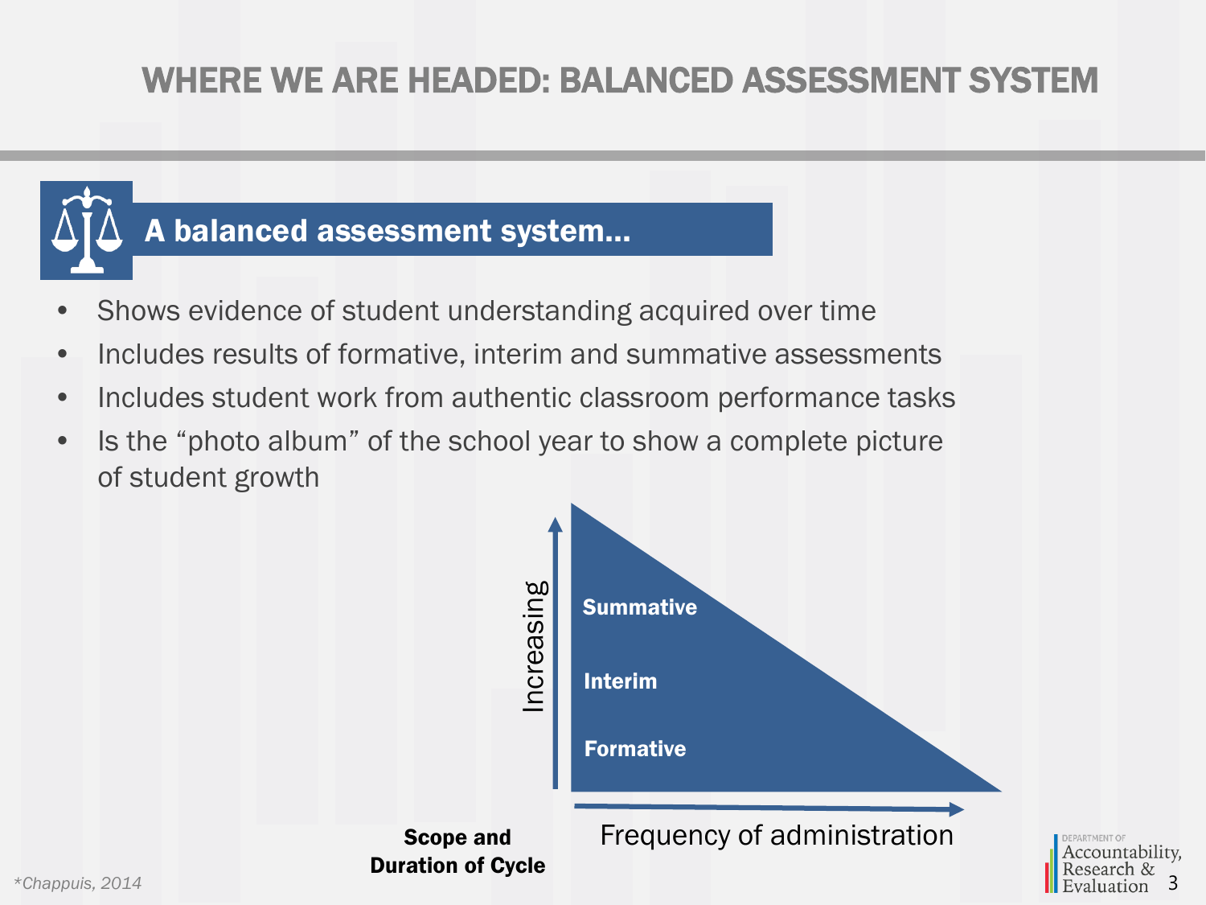# WHERE WE ARE HEADED: BALANCED ASSESSMENT SYSTEM

## A balanced assessment system...

- Shows evidence of student understanding acquired over time
- Includes results of formative, interim and summative assessments
- Includes student work from authentic classroom performance tasks
- Is the "photo album" of the school year to show a complete picture of student growth

Increasing

Summative

Interim

Formative

**Scope and Duration of Cycle**

Frequency of administration

*Chappuis, 2014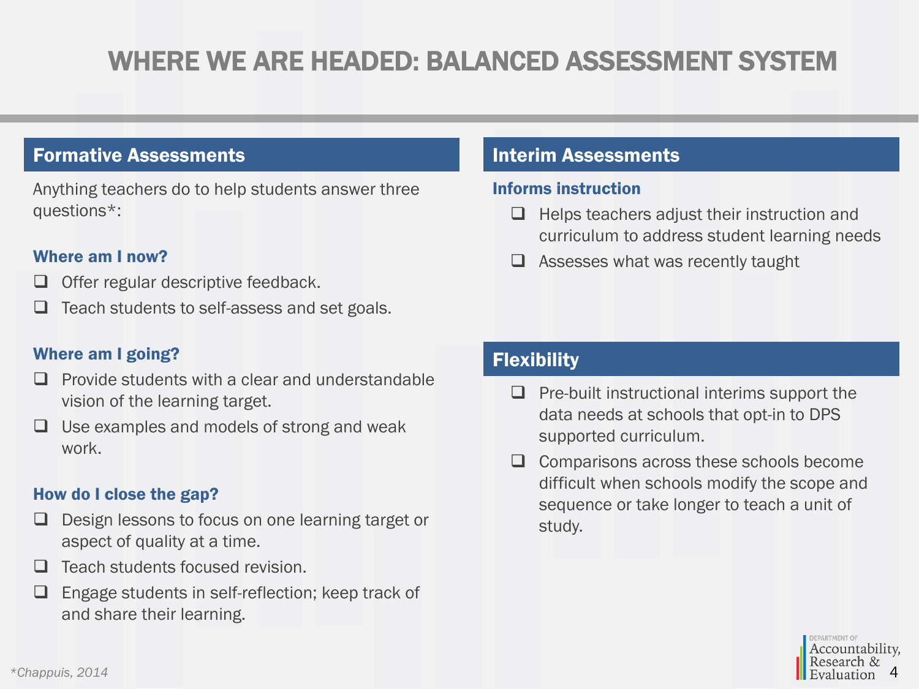# WHERE WE ARE HEADED: BALANCED ASSESSMENT SYSTEM

## Formative Assessments

Anything teachers do to help students answer three questions*:

### Where am I now?

- Offer regular descriptive feedback.
- Teach students to self-assess and set goals.

### Where am I going?

- Provide students with a clear and understandable vision of the learning target.
- Use examples and models of strong and weak work.

### How do I close the gap?

- Design lessons to focus on one learning target or aspect of quality at a time.
- Teach students focused revision.
- Engage students in self-reflection; keep track of and share their learning.

## Interim Assessments

### Informs instruction

- Helps teachers adjust their instruction and curriculum to address student learning needs
- Assesses what was recently taught

## Flexibility

- Pre-built instructional interims support the data needs at schools that opt-in to DPS supported curriculum.
- Comparisons across these schools become difficult when schools modify the scope and sequence or take longer to teach a unit of study.

*Chappuis, 2014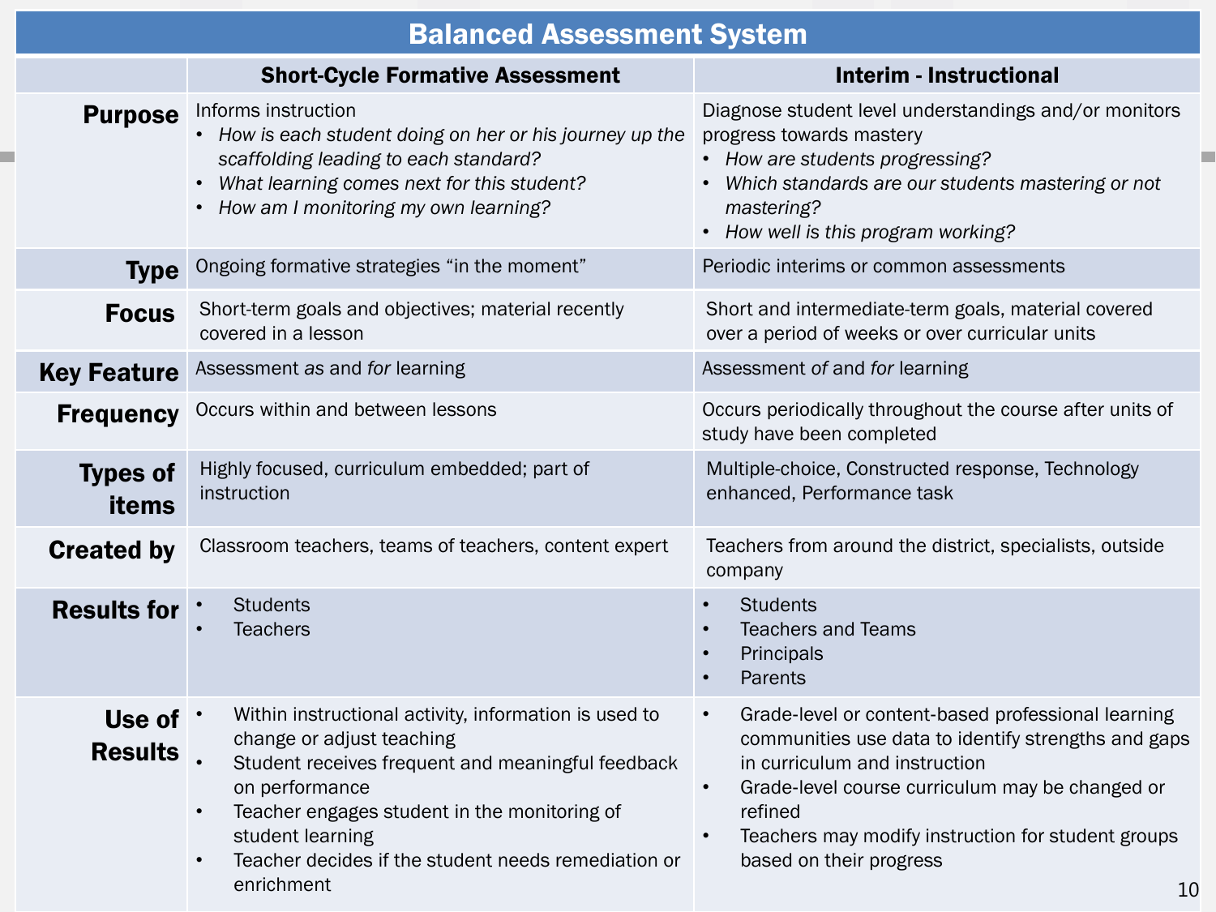# Balanced Assessment System

| | Short-Cycle Formative Assessment | Interim - Instructional |
|---|---|---|
| **Purpose** | Informs instruction<br>• *How is each student doing on her or his journey up the scaffolding leading to each standard?*<br>• *What learning comes next for this student?*<br>• *How am I monitoring my own learning?* | Diagnose student level understandings and/or monitors progress towards mastery<br>• *How are students progressing?*<br>• *Which standards are our students mastering or not mastering?*<br>• *How well is this program working?* |
| **Type** | Ongoing formative strategies "in the moment" | Periodic interims or common assessments |
| **Focus** | Short-term goals and objectives; material recently covered in a lesson | Short and intermediate-term goals, material covered over a period of weeks or over curricular units |
| **Key Feature** | Assessment *as* and *for* learning | Assessment *of* and *for* learning |
| **Frequency** | Occurs within and between lessons | Occurs periodically throughout the course after units of study have been completed |
| **Types of items** | Highly focused, curriculum embedded; part of instruction | Multiple-choice, Constructed response, Technology enhanced, Performance task |
| **Created by** | Classroom teachers, teams of teachers, content expert | Teachers from around the district, specialists, outside company |
| **Results for** | • Students<br>• Teachers | • Students<br>• Teachers and Teams<br>• Principals<br>• Parents |
| **Use of Results** | • Within instructional activity, information is used to change or adjust teaching<br>• Student receives frequent and meaningful feedback on performance<br>• Teacher engages student in the monitoring of student learning<br>• Teacher decides if the student needs remediation or enrichment | • Grade-level or content-based professional learning communities use data to identify strengths and gaps in curriculum and instruction<br>• Grade-level course curriculum may be changed or refined<br>• Teachers may modify instruction for student groups based on their progress |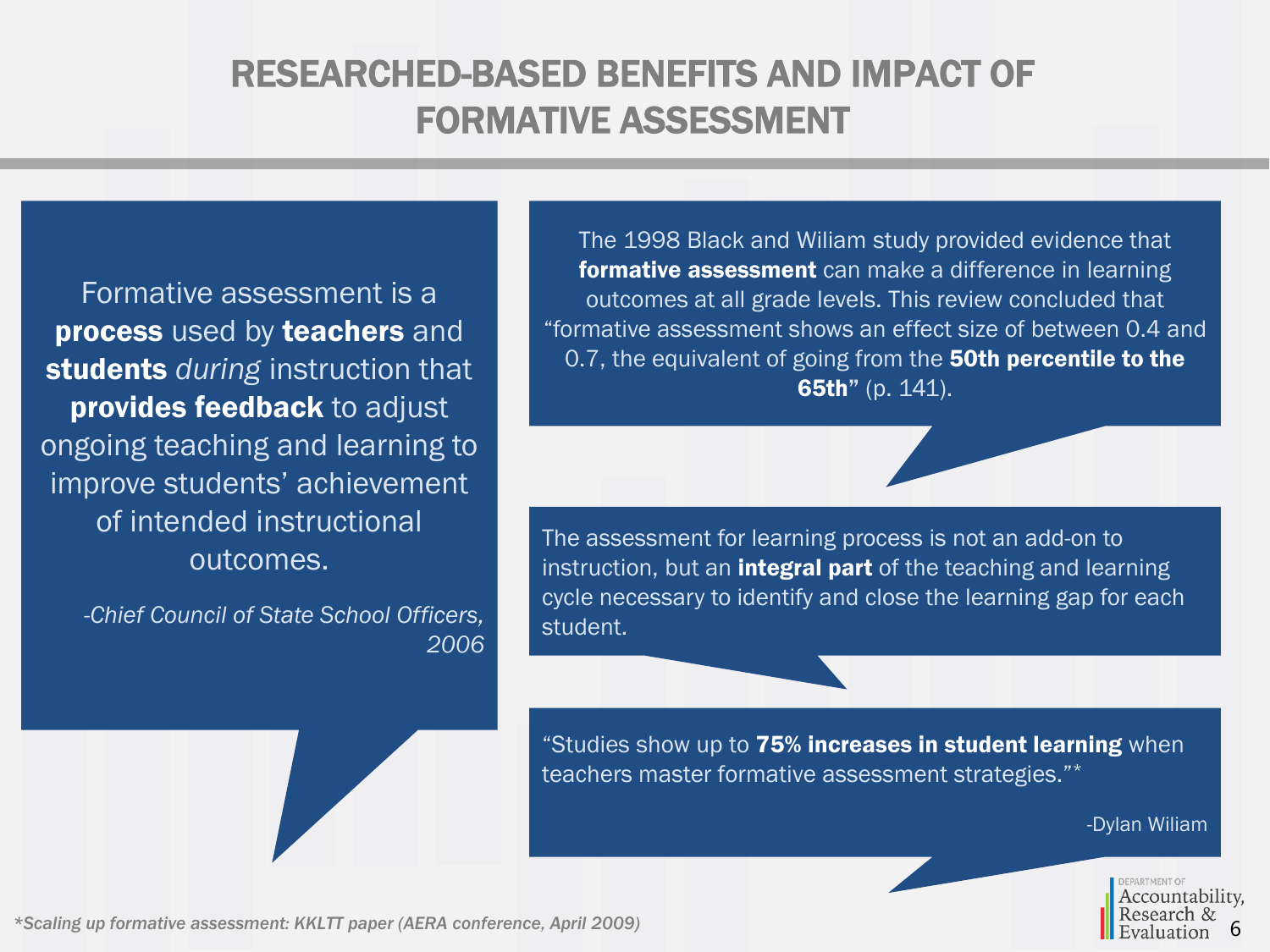# RESEARCHED-BASED BENEFITS AND IMPACT OF FORMATIVE ASSESSMENT

Formative assessment is a **process** used by **teachers** and **students** *during* instruction that **provides feedback** to adjust ongoing teaching and learning to improve students' achievement of intended instructional outcomes.

*-Chief Council of State School Officers, 2006*

The 1998 Black and Wiliam study provided evidence that **formative assessment** can make a difference in learning outcomes at all grade levels. This review concluded that "formative assessment shows an effect size of between 0.4 and 0.7, the equivalent of going from the **50th percentile to the 65th**" (p. 141).

The assessment for learning process is not an add-on to instruction, but an **integral part** of the teaching and learning cycle necessary to identify and close the learning gap for each student.

"Studies show up to **75% increases in student learning** when teachers master formative assessment strategies."*

-Dylan Wiliam

*\*Scaling up formative assessment: KKLTT paper (AERA conference, April 2009)*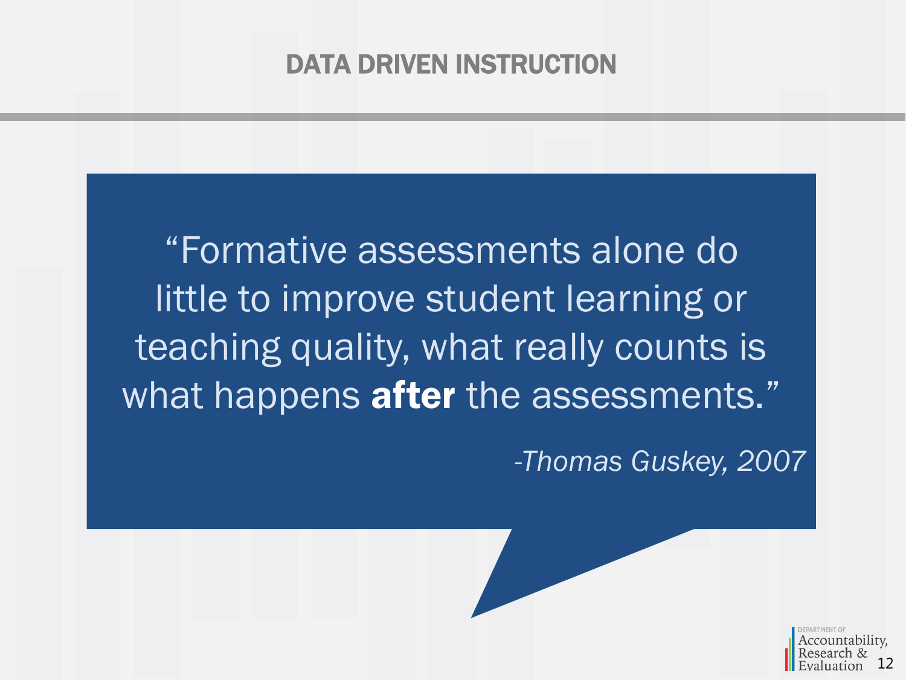# DATA DRIVEN INSTRUCTION

> "Formative assessments alone do little to improve student learning or teaching quality, what really counts is what happens **after** the assessments."
>
> *-Thomas Guskey, 2007*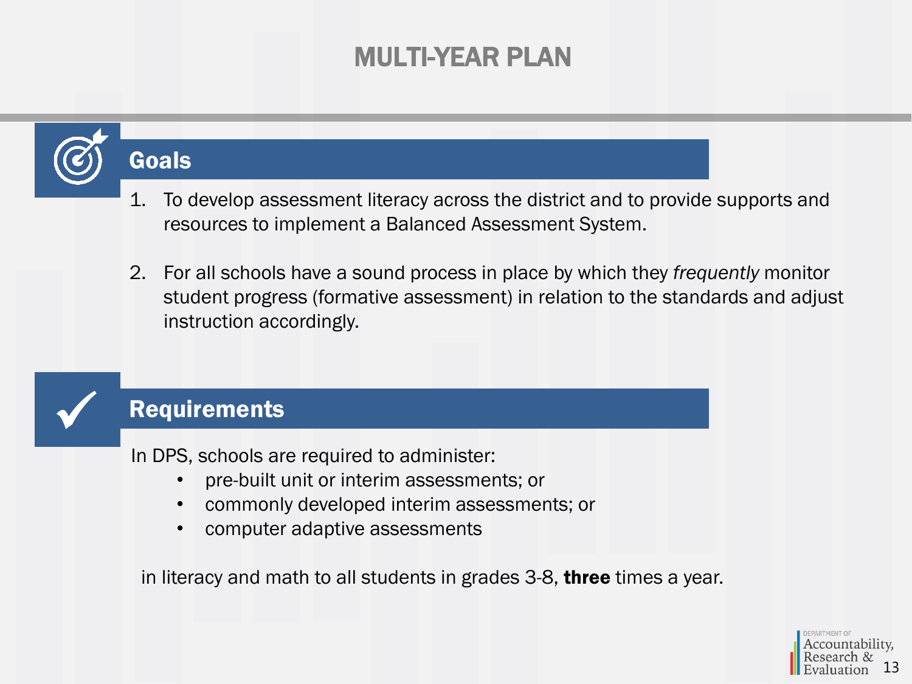# MULTI-YEAR PLAN

## Goals

1. To develop assessment literacy across the district and to provide supports and resources to implement a Balanced Assessment System.

2. For all schools have a sound process in place by which they *frequently* monitor student progress (formative assessment) in relation to the standards and adjust instruction accordingly.

## Requirements

In DPS, schools are required to administer:

- pre-built unit or interim assessments; or
- commonly developed interim assessments; or
- computer adaptive assessments

in literacy and math to all students in grades 3-8, **three** times a year.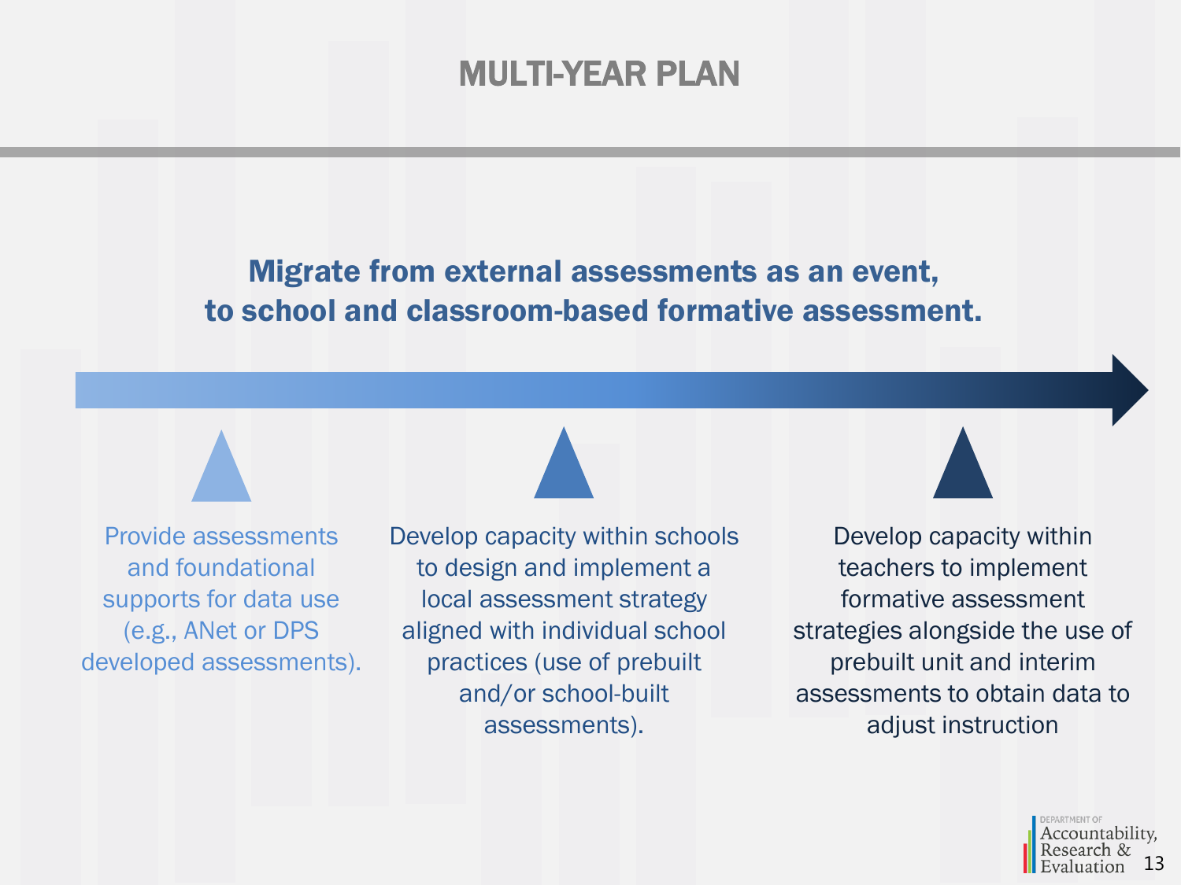# MULTI-YEAR PLAN

**Migrate from external assessments as an event, to school and classroom-based formative assessment.**

Provide assessments and foundational supports for data use (e.g., ANet or DPS developed assessments).

Develop capacity within schools to design and implement a local assessment strategy aligned with individual school practices (use of prebuilt and/or school-built assessments).

Develop capacity within teachers to implement formative assessment strategies alongside the use of prebuilt unit and interim assessments to obtain data to adjust instruction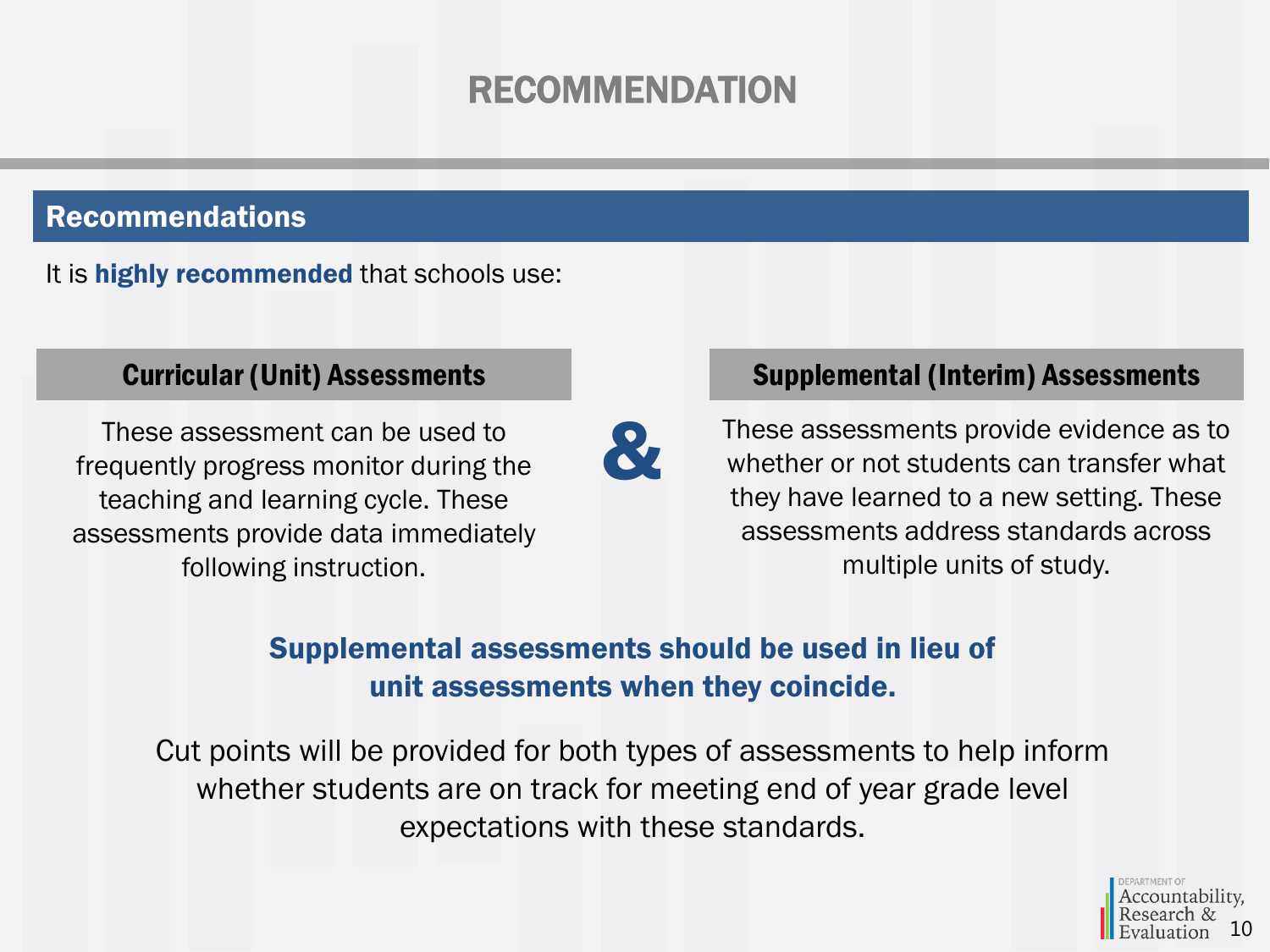# RECOMMENDATION

## Recommendations

It is **highly recommended** that schools use:

### Curricular (Unit) Assessments

These assessment can be used to frequently progress monitor during the teaching and learning cycle. These assessments provide data immediately following instruction.

&

### Supplemental (Interim) Assessments

These assessments provide evidence as to whether or not students can transfer what they have learned to a new setting. These assessments address standards across multiple units of study.

**Supplemental assessments should be used in lieu of unit assessments when they coincide.**

Cut points will be provided for both types of assessments to help inform whether students are on track for meeting end of year grade level expectations with these standards.

DEPARTMENT OF Accountability, Research & Evaluation